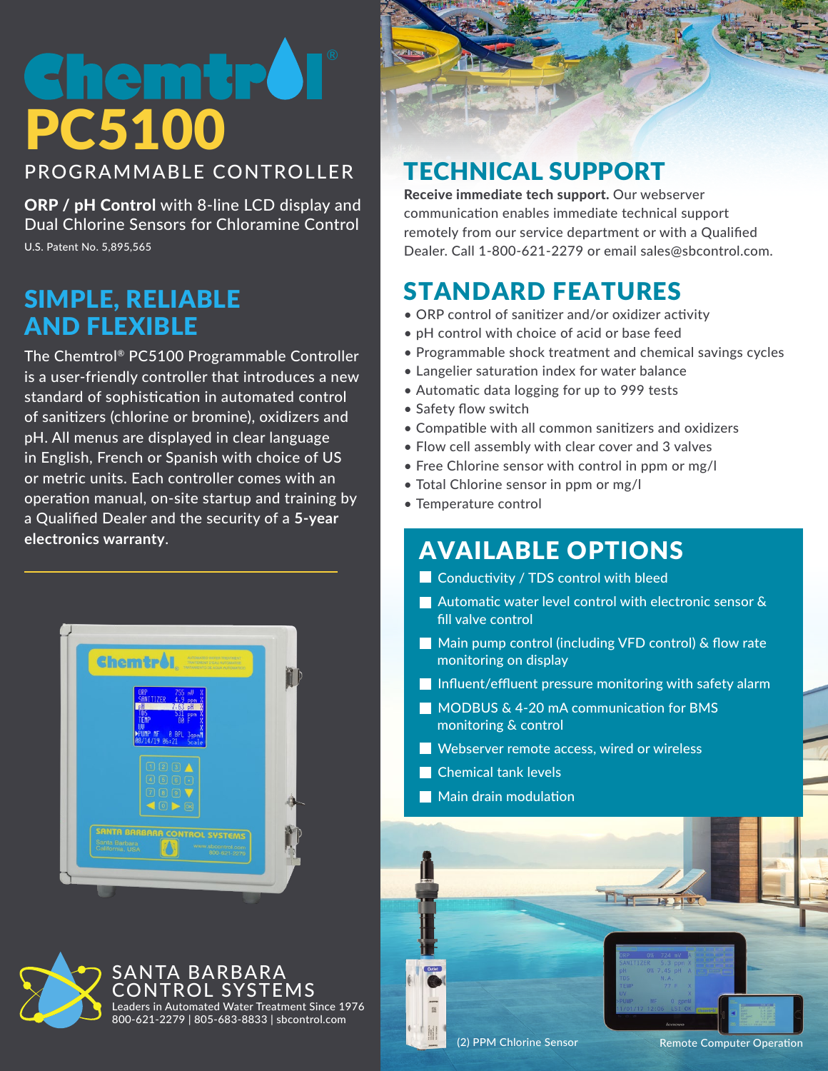# Chemtrol®

# PC5100

## PROGRAMMABLE CONTROLLER

**ORP / pH Control** with 8-line LCD display and Dual Chlorine Sensors for Chloramine Control

U.S. Patent No. 5,895,565

## SIMPLE, RELIABLE AND FLEXIBLE

The Chemtrol® PC5100 Programmable Controller is a user-friendly controller that introduces a new standard of sophistication in automated control of sanitizers (chlorine or bromine), oxidizers and pH. All menus are displayed in clear language in English, French or Spanish with choice of US or metric units. Each controller comes with an operation manual, on-site startup and training by a Qualified Dealer and the security of a **5-year electronics warranty**.

## TECHNICAL SUPPORT

**Receive immediate tech support.** Our webserver communication enables immediate technical support remotely from our service department or with a Qualified Dealer. Call 1-800-621-2279 or email sales@sbcontrol.com.

## STANDARD FEATURES

- ORP control of sanitizer and/or oxidizer activity
- pH control with choice of acid or base feed
- Programmable shock treatment and chemical savings cycles
- Langelier saturation index for water balance
- Automatic data logging for up to 999 tests
- Safety flow switch
- Compatible with all common sanitizers and oxidizers
- Flow cell assembly with clear cover and 3 valves
- Free Chlorine sensor with control in ppm or mg/l
- Total Chlorine sensor in ppm or mg/l
- Temperature control

## AVAILABLE OPTIONS

- Conductivity / TDS control with bleed
- Automatic water level control with electronic sensor & fill valve control
- Main pump control (including VFD control) & flow rate monitoring on display
- Influent/effluent pressure monitoring with safety alarm
- MODBUS & 4-20 mA communication for BMS monitoring & control
- Webserver remote access, wired or wireless
- Chemical tank levels
- Main drain modulation

(2) PPM Chlorine Sensor

Remote Computer Operation

**SANTA BARBARA CONTROL SYSTEMS**

Leaders in Automated Water Treatment Since 1976

800-621-2279 | 805-683-8833 | sbcontrol.com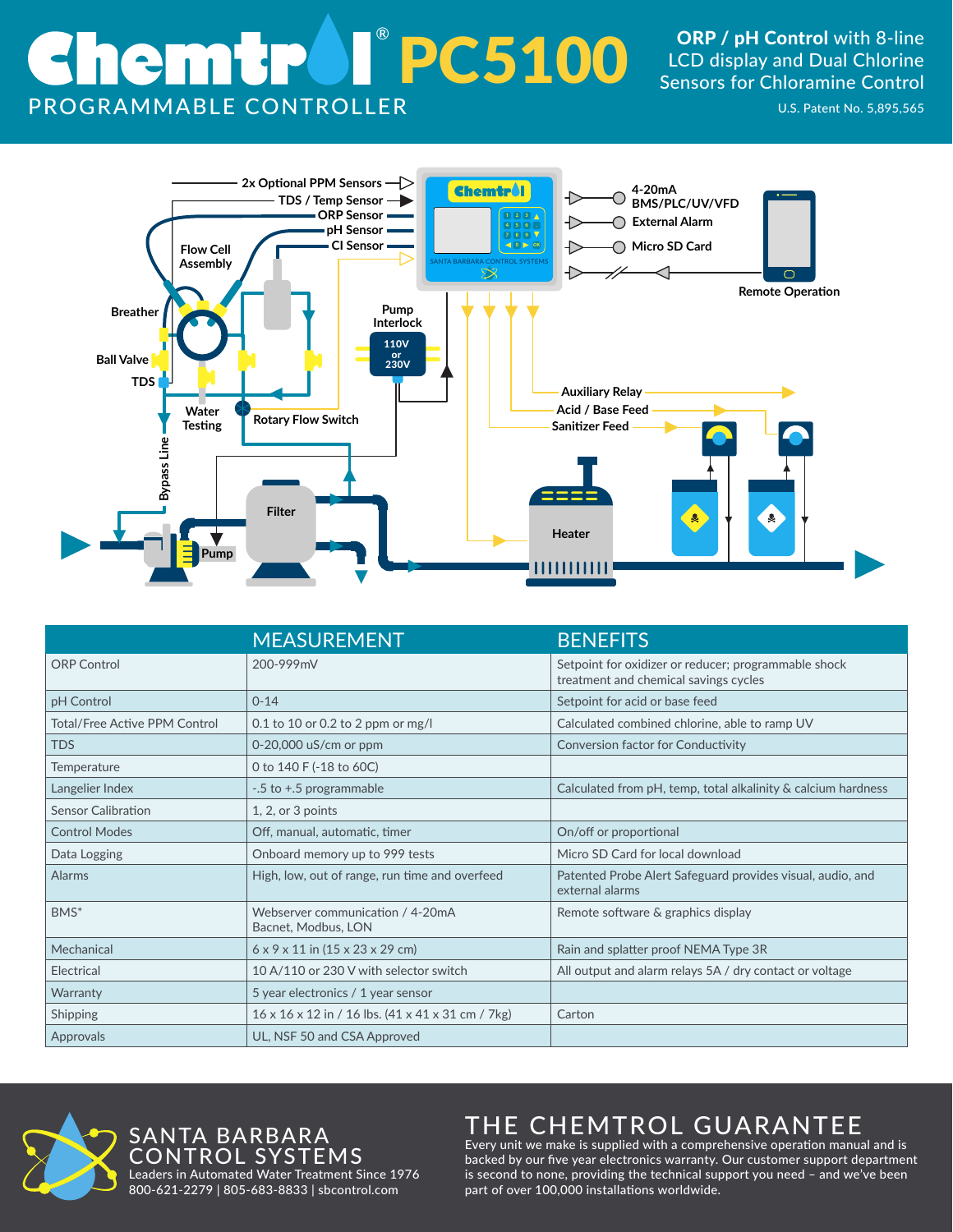# Chemtrol® PC5100

PROGRAMMABLE CONTROLLER

**ORP / pH Control** with 8-line LCD display and Dual Chlorine Sensors for Chloramine Control

U.S. Patent No. 5,895,565

2x Optional PPM Sensors
TDS / Temp Sensor
ORP Sensor
pH Sensor
Cl Sensor
Flow Cell Assembly
Breather
Ball Valve
TDS
Water Testing
Rotary Flow Switch
Bypass Line
Pump Interlock
110V or 230V
Filter
Pump
Heater
4-20mA BMS/PLC/UV/VFD
External Alarm
Micro SD Card
Remote Operation
Auxiliary Relay
Acid / Base Feed
Sanitizer Feed

| | MEASUREMENT | BENEFITS |
|---|---|---|
| ORP Control | 200-999mV | Setpoint for oxidizer or reducer; programmable shock treatment and chemical savings cycles |
| pH Control | 0-14 | Setpoint for acid or base feed |
| Total/Free Active PPM Control | 0.1 to 10 or 0.2 to 2 ppm or mg/l | Calculated combined chlorine, able to ramp UV |
| TDS | 0-20,000 uS/cm or ppm | Conversion factor for Conductivity |
| Temperature | 0 to 140 F (-18 to 60C) | |
| Langelier Index | -.5 to +.5 programmable | Calculated from pH, temp, total alkalinity & calcium hardness |
| Sensor Calibration | 1, 2, or 3 points | |
| Control Modes | Off, manual, automatic, timer | On/off or proportional |
| Data Logging | Onboard memory up to 999 tests | Micro SD Card for local download |
| Alarms | High, low, out of range, run time and overfeed | Patented Probe Alert Safeguard provides visual, audio, and external alarms |
| BMS* | Webserver communication / 4-20mA Bacnet, Modbus, LON | Remote software & graphics display |
| Mechanical | 6 x 9 x 11 in (15 x 23 x 29 cm) | Rain and splatter proof NEMA Type 3R |
| Electrical | 10 A/110 or 230 V with selector switch | All output and alarm relays 5A / dry contact or voltage |
| Warranty | 5 year electronics / 1 year sensor | |
| Shipping | 16 x 16 x 12 in / 16 lbs. (41 x 41 x 31 cm / 7kg) | Carton |
| Approvals | UL, NSF 50 and CSA Approved | |

## SANTA BARBARA CONTROL SYSTEMS

Leaders in Automated Water Treatment Since 1976
800-621-2279 | 805-683-8833 | sbcontrol.com

## THE CHEMTROL GUARANTEE

Every unit we make is supplied with a comprehensive operation manual and is backed by our five year electronics warranty. Our customer support department is second to none, providing the technical support you need – and we've been part of over 100,000 installations worldwide.